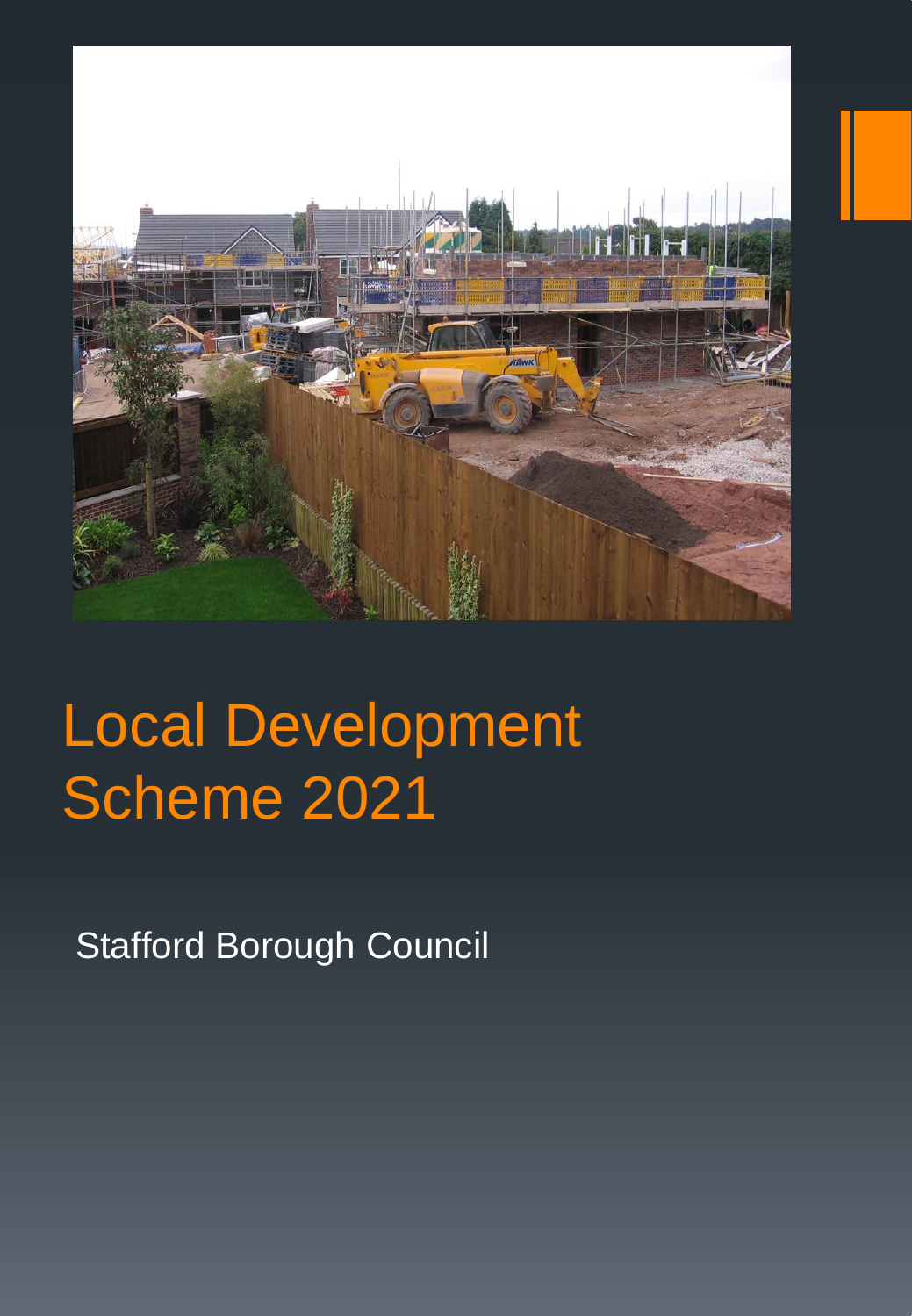# Local Development Scheme 2021

Stafford Borough Council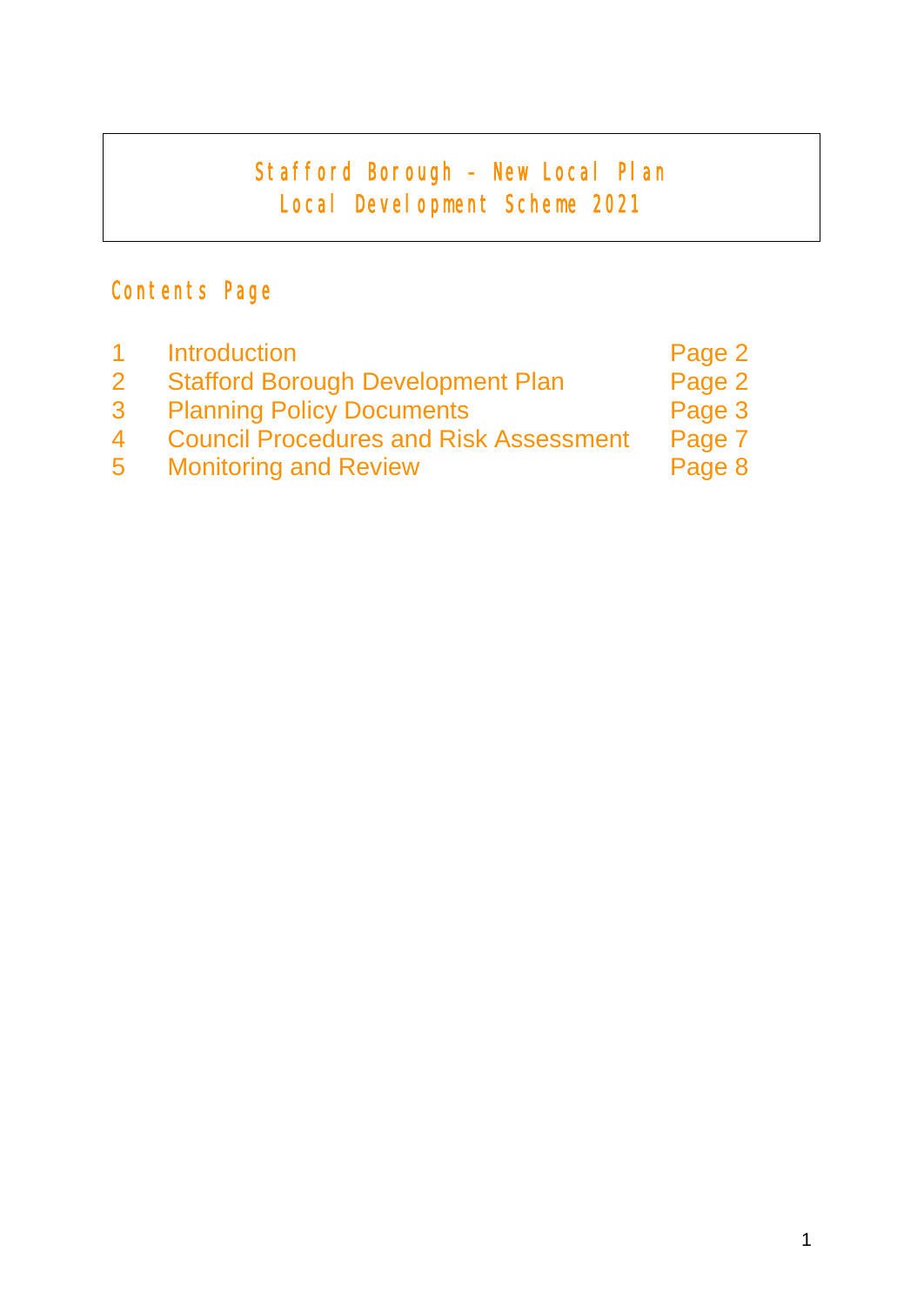# Stafford Borough – New Local Plan
# Local Development Scheme 2021

## Contents Page

| | | |
|---|---|---|
| 1 | Introduction | Page 2 |
| 2 | Stafford Borough Development Plan | Page 2 |
| 3 | Planning Policy Documents | Page 3 |
| 4 | Council Procedures and Risk Assessment | Page 7 |
| 5 | Monitoring and Review | Page 8 |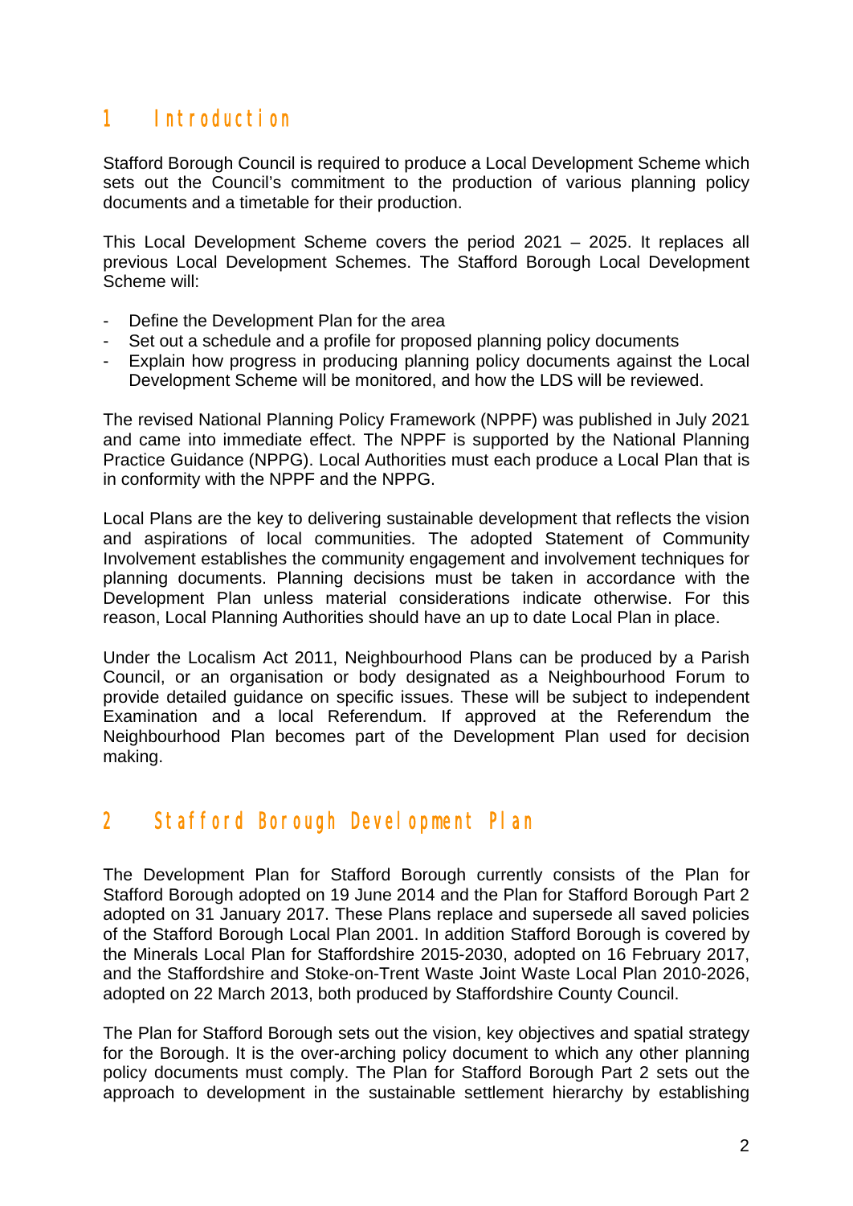# 1 Introduction

Stafford Borough Council is required to produce a Local Development Scheme which sets out the Council's commitment to the production of various planning policy documents and a timetable for their production.

This Local Development Scheme covers the period 2021 – 2025. It replaces all previous Local Development Schemes. The Stafford Borough Local Development Scheme will:

- Define the Development Plan for the area
- Set out a schedule and a profile for proposed planning policy documents
- Explain how progress in producing planning policy documents against the Local Development Scheme will be monitored, and how the LDS will be reviewed.

The revised National Planning Policy Framework (NPPF) was published in July 2021 and came into immediate effect. The NPPF is supported by the National Planning Practice Guidance (NPPG). Local Authorities must each produce a Local Plan that is in conformity with the NPPF and the NPPG.

Local Plans are the key to delivering sustainable development that reflects the vision and aspirations of local communities. The adopted Statement of Community Involvement establishes the community engagement and involvement techniques for planning documents. Planning decisions must be taken in accordance with the Development Plan unless material considerations indicate otherwise. For this reason, Local Planning Authorities should have an up to date Local Plan in place.

Under the Localism Act 2011, Neighbourhood Plans can be produced by a Parish Council, or an organisation or body designated as a Neighbourhood Forum to provide detailed guidance on specific issues. These will be subject to independent Examination and a local Referendum. If approved at the Referendum the Neighbourhood Plan becomes part of the Development Plan used for decision making.

# 2 Stafford Borough Development Plan

The Development Plan for Stafford Borough currently consists of the Plan for Stafford Borough adopted on 19 June 2014 and the Plan for Stafford Borough Part 2 adopted on 31 January 2017. These Plans replace and supersede all saved policies of the Stafford Borough Local Plan 2001. In addition Stafford Borough is covered by the Minerals Local Plan for Staffordshire 2015-2030, adopted on 16 February 2017, and the Staffordshire and Stoke-on-Trent Waste Joint Waste Local Plan 2010-2026, adopted on 22 March 2013, both produced by Staffordshire County Council.

The Plan for Stafford Borough sets out the vision, key objectives and spatial strategy for the Borough. It is the over-arching policy document to which any other planning policy documents must comply. The Plan for Stafford Borough Part 2 sets out the approach to development in the sustainable settlement hierarchy by establishing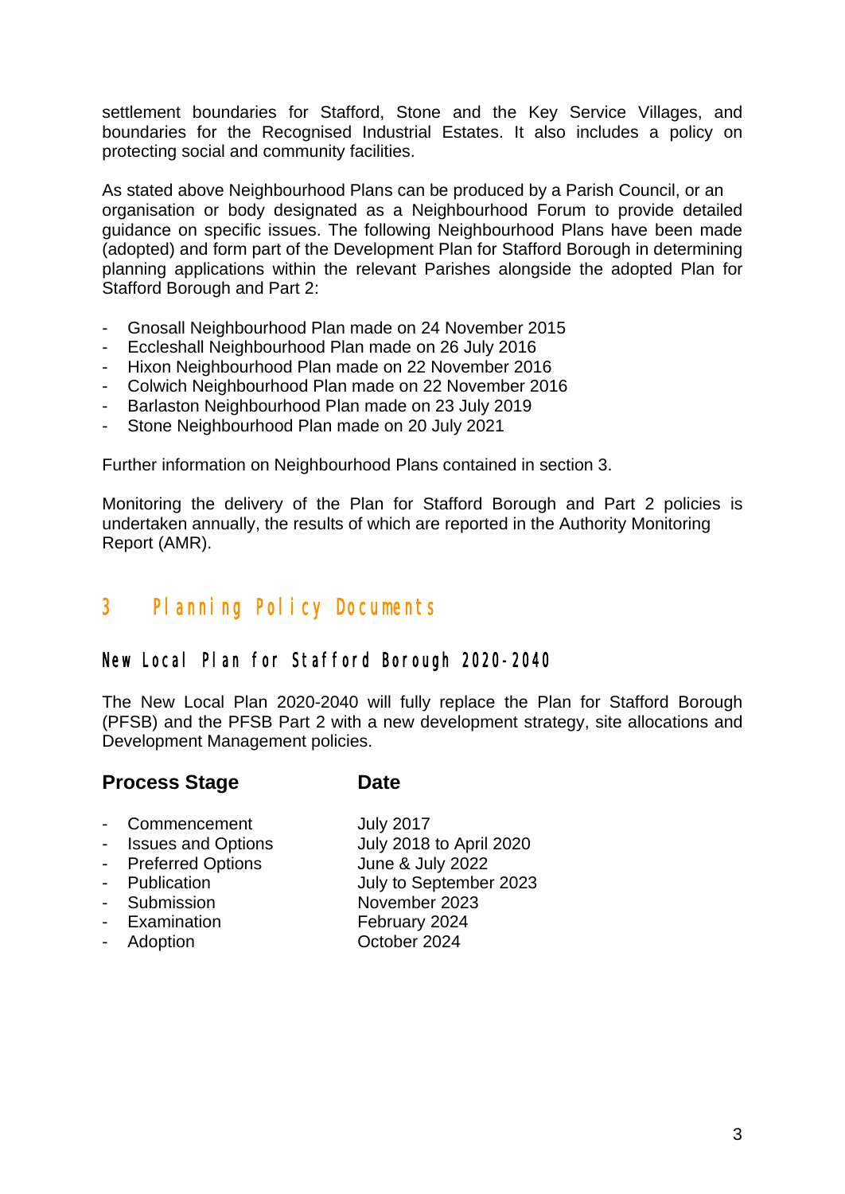settlement boundaries for Stafford, Stone and the Key Service Villages, and boundaries for the Recognised Industrial Estates. It also includes a policy on protecting social and community facilities.

As stated above Neighbourhood Plans can be produced by a Parish Council, or an organisation or body designated as a Neighbourhood Forum to provide detailed guidance on specific issues. The following Neighbourhood Plans have been made (adopted) and form part of the Development Plan for Stafford Borough in determining planning applications within the relevant Parishes alongside the adopted Plan for Stafford Borough and Part 2:

- Gnosall Neighbourhood Plan made on 24 November 2015
- Eccleshall Neighbourhood Plan made on 26 July 2016
- Hixon Neighbourhood Plan made on 22 November 2016
- Colwich Neighbourhood Plan made on 22 November 2016
- Barlaston Neighbourhood Plan made on 23 July 2019
- Stone Neighbourhood Plan made on 20 July 2021

Further information on Neighbourhood Plans contained in section 3.

Monitoring the delivery of the Plan for Stafford Borough and Part 2 policies is undertaken annually, the results of which are reported in the Authority Monitoring Report (AMR).

# 3 Planning Policy Documents

## New Local Plan for Stafford Borough 2020-2040

The New Local Plan 2020-2040 will fully replace the Plan for Stafford Borough (PFSB) and the PFSB Part 2 with a new development strategy, site allocations and Development Management policies.

| **Process Stage** | **Date** |
|---|---|
| - Commencement | July 2017 |
| - Issues and Options | July 2018 to April 2020 |
| - Preferred Options | June & July 2022 |
| - Publication | July to September 2023 |
| - Submission | November 2023 |
| - Examination | February 2024 |
| - Adoption | October 2024 |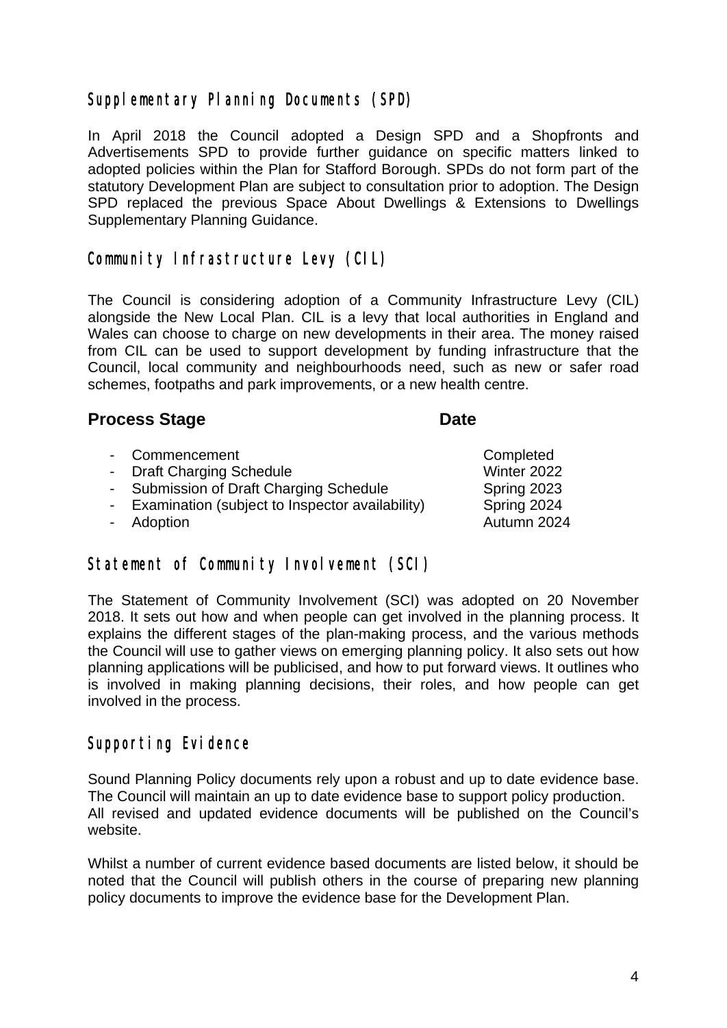## Supplementary Planning Documents (SPD)

In April 2018 the Council adopted a Design SPD and a Shopfronts and Advertisements SPD to provide further guidance on specific matters linked to adopted policies within the Plan for Stafford Borough. SPDs do not form part of the statutory Development Plan are subject to consultation prior to adoption. The Design SPD replaced the previous Space About Dwellings & Extensions to Dwellings Supplementary Planning Guidance.

## Community Infrastructure Levy (CIL)

The Council is considering adoption of a Community Infrastructure Levy (CIL) alongside the New Local Plan. CIL is a levy that local authorities in England and Wales can choose to charge on new developments in their area. The money raised from CIL can be used to support development by funding infrastructure that the Council, local community and neighbourhoods need, such as new or safer road schemes, footpaths and park improvements, or a new health centre.

| **Process Stage** | **Date** |
| --- | --- |
| - Commencement | Completed |
| - Draft Charging Schedule | Winter 2022 |
| - Submission of Draft Charging Schedule | Spring 2023 |
| - Examination (subject to Inspector availability) | Spring 2024 |
| - Adoption | Autumn 2024 |

## Statement of Community Involvement (SCI)

The Statement of Community Involvement (SCI) was adopted on 20 November 2018. It sets out how and when people can get involved in the planning process. It explains the different stages of the plan-making process, and the various methods the Council will use to gather views on emerging planning policy. It also sets out how planning applications will be publicised, and how to put forward views. It outlines who is involved in making planning decisions, their roles, and how people can get involved in the process.

## Supporting Evidence

Sound Planning Policy documents rely upon a robust and up to date evidence base. The Council will maintain an up to date evidence base to support policy production. All revised and updated evidence documents will be published on the Council's website.

Whilst a number of current evidence based documents are listed below, it should be noted that the Council will publish others in the course of preparing new planning policy documents to improve the evidence base for the Development Plan.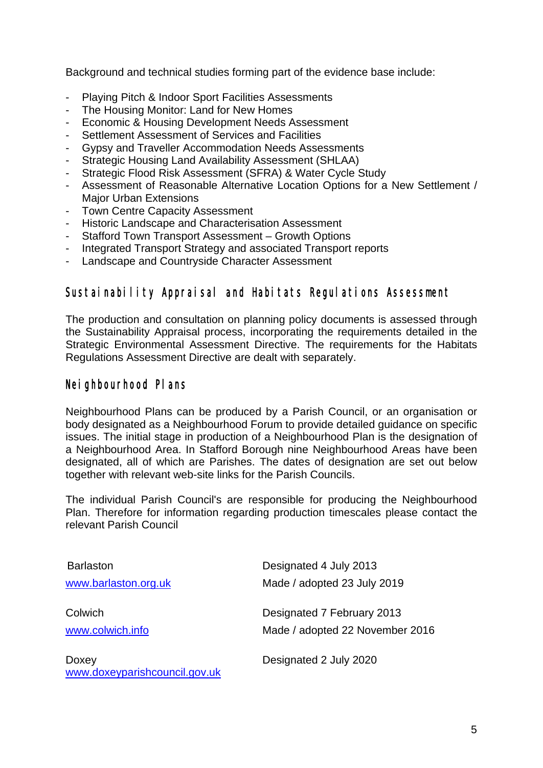Background and technical studies forming part of the evidence base include:

- Playing Pitch & Indoor Sport Facilities Assessments
- The Housing Monitor: Land for New Homes
- Economic & Housing Development Needs Assessment
- Settlement Assessment of Services and Facilities
- Gypsy and Traveller Accommodation Needs Assessments
- Strategic Housing Land Availability Assessment (SHLAA)
- Strategic Flood Risk Assessment (SFRA) & Water Cycle Study
- Assessment of Reasonable Alternative Location Options for a New Settlement / Major Urban Extensions
- Town Centre Capacity Assessment
- Historic Landscape and Characterisation Assessment
- Stafford Town Transport Assessment – Growth Options
- Integrated Transport Strategy and associated Transport reports
- Landscape and Countryside Character Assessment

## Sustainability Appraisal and Habitats Regulations Assessment

The production and consultation on planning policy documents is assessed through the Sustainability Appraisal process, incorporating the requirements detailed in the Strategic Environmental Assessment Directive. The requirements for the Habitats Regulations Assessment Directive are dealt with separately.

## Neighbourhood Plans

Neighbourhood Plans can be produced by a Parish Council, or an organisation or body designated as a Neighbourhood Forum to provide detailed guidance on specific issues. The initial stage in production of a Neighbourhood Plan is the designation of a Neighbourhood Area. In Stafford Borough nine Neighbourhood Areas have been designated, all of which are Parishes. The dates of designation are set out below together with relevant web-site links for the Parish Councils.

The individual Parish Council's are responsible for producing the Neighbourhood Plan. Therefore for information regarding production timescales please contact the relevant Parish Council

Barlaston
[www.barlaston.org.uk](www.barlaston.org.uk)
Designated 4 July 2013
Made / adopted 23 July 2019

Colwich
[www.colwich.info](www.colwich.info)
Designated 7 February 2013
Made / adopted 22 November 2016

Doxey
[www.doxeyparishcouncil.gov.uk](www.doxeyparishcouncil.gov.uk)
Designated 2 July 2020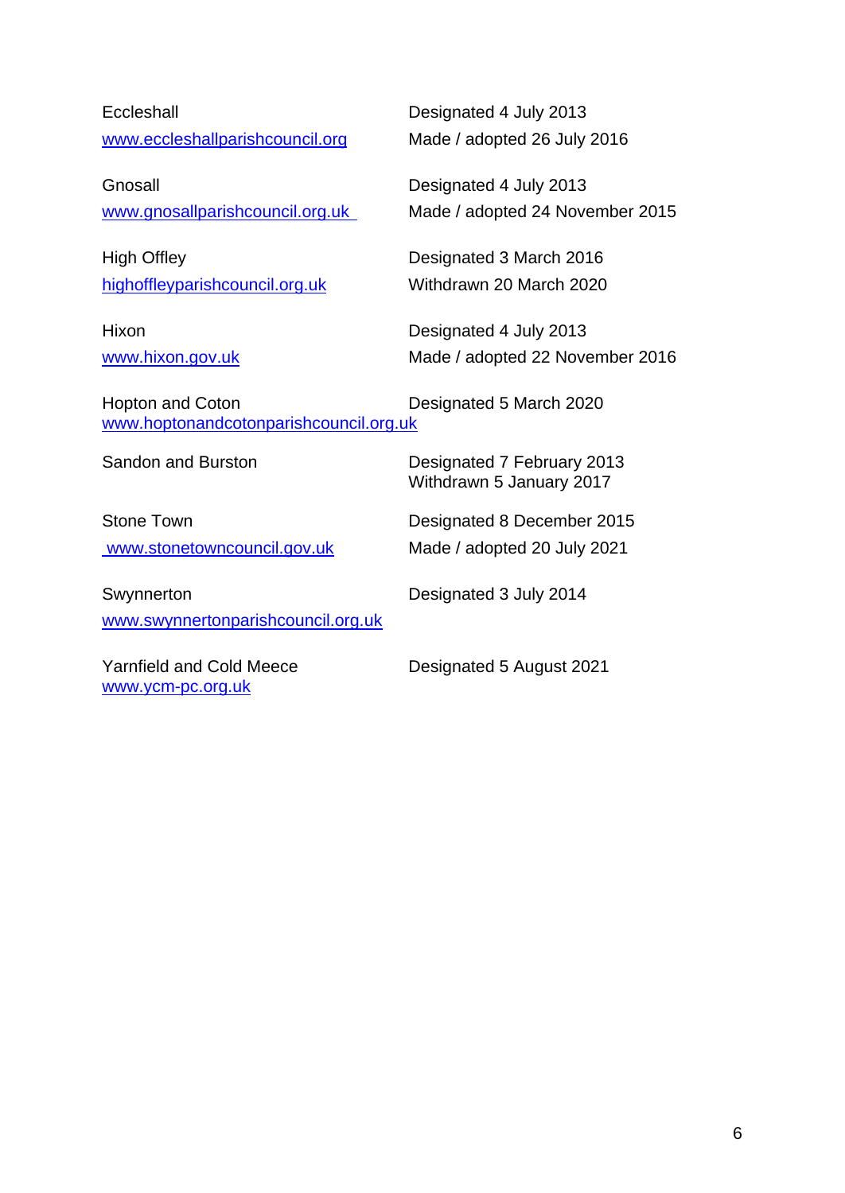| | |
|---|---|
| Eccleshall<br>www.eccleshallparishcouncil.org | Designated 4 July 2013<br>Made / adopted 26 July 2016 |
| Gnosall<br>www.gnosallparishcouncil.org.uk | Designated 4 July 2013<br>Made / adopted 24 November 2015 |
| High Offley<br>highoffleyparishcouncil.org.uk | Designated 3 March 2016<br>Withdrawn 20 March 2020 |
| Hixon<br>www.hixon.gov.uk | Designated 4 July 2013<br>Made / adopted 22 November 2016 |
| Hopton and Coton<br>www.hoptonandcotonparishcouncil.org.uk | Designated 5 March 2020 |
| Sandon and Burston | Designated 7 February 2013<br>Withdrawn 5 January 2017 |
| Stone Town<br>www.stonetowncouncil.gov.uk | Designated 8 December 2015<br>Made / adopted 20 July 2021 |
| Swynnerton<br>www.swynnertonparishcouncil.org.uk | Designated 3 July 2014 |
| Yarnfield and Cold Meece<br>www.ycm-pc.org.uk | Designated 5 August 2021 |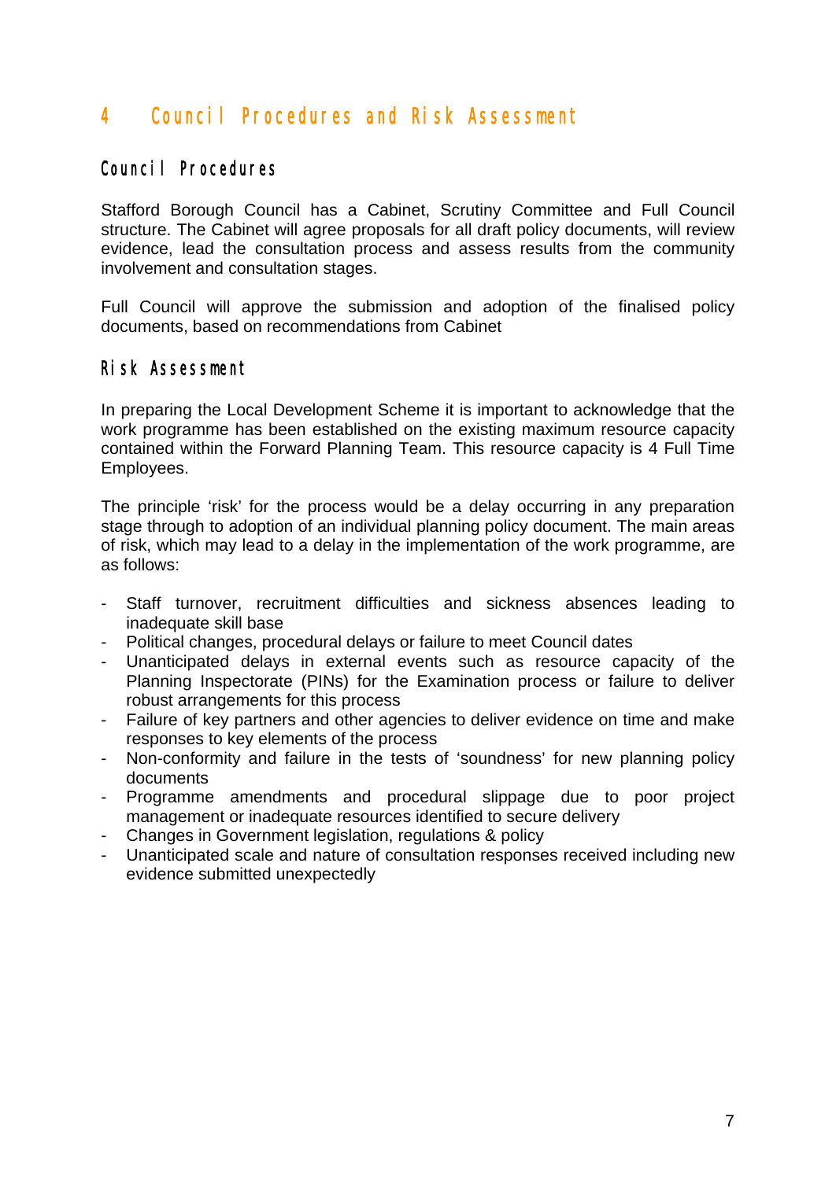# 4 Council Procedures and Risk Assessment

## Council Procedures

Stafford Borough Council has a Cabinet, Scrutiny Committee and Full Council structure. The Cabinet will agree proposals for all draft policy documents, will review evidence, lead the consultation process and assess results from the community involvement and consultation stages.

Full Council will approve the submission and adoption of the finalised policy documents, based on recommendations from Cabinet

## Risk Assessment

In preparing the Local Development Scheme it is important to acknowledge that the work programme has been established on the existing maximum resource capacity contained within the Forward Planning Team. This resource capacity is 4 Full Time Employees.

The principle 'risk' for the process would be a delay occurring in any preparation stage through to adoption of an individual planning policy document. The main areas of risk, which may lead to a delay in the implementation of the work programme, are as follows:

- Staff turnover, recruitment difficulties and sickness absences leading to inadequate skill base
- Political changes, procedural delays or failure to meet Council dates
- Unanticipated delays in external events such as resource capacity of the Planning Inspectorate (PINs) for the Examination process or failure to deliver robust arrangements for this process
- Failure of key partners and other agencies to deliver evidence on time and make responses to key elements of the process
- Non-conformity and failure in the tests of 'soundness' for new planning policy documents
- Programme amendments and procedural slippage due to poor project management or inadequate resources identified to secure delivery
- Changes in Government legislation, regulations & policy
- Unanticipated scale and nature of consultation responses received including new evidence submitted unexpectedly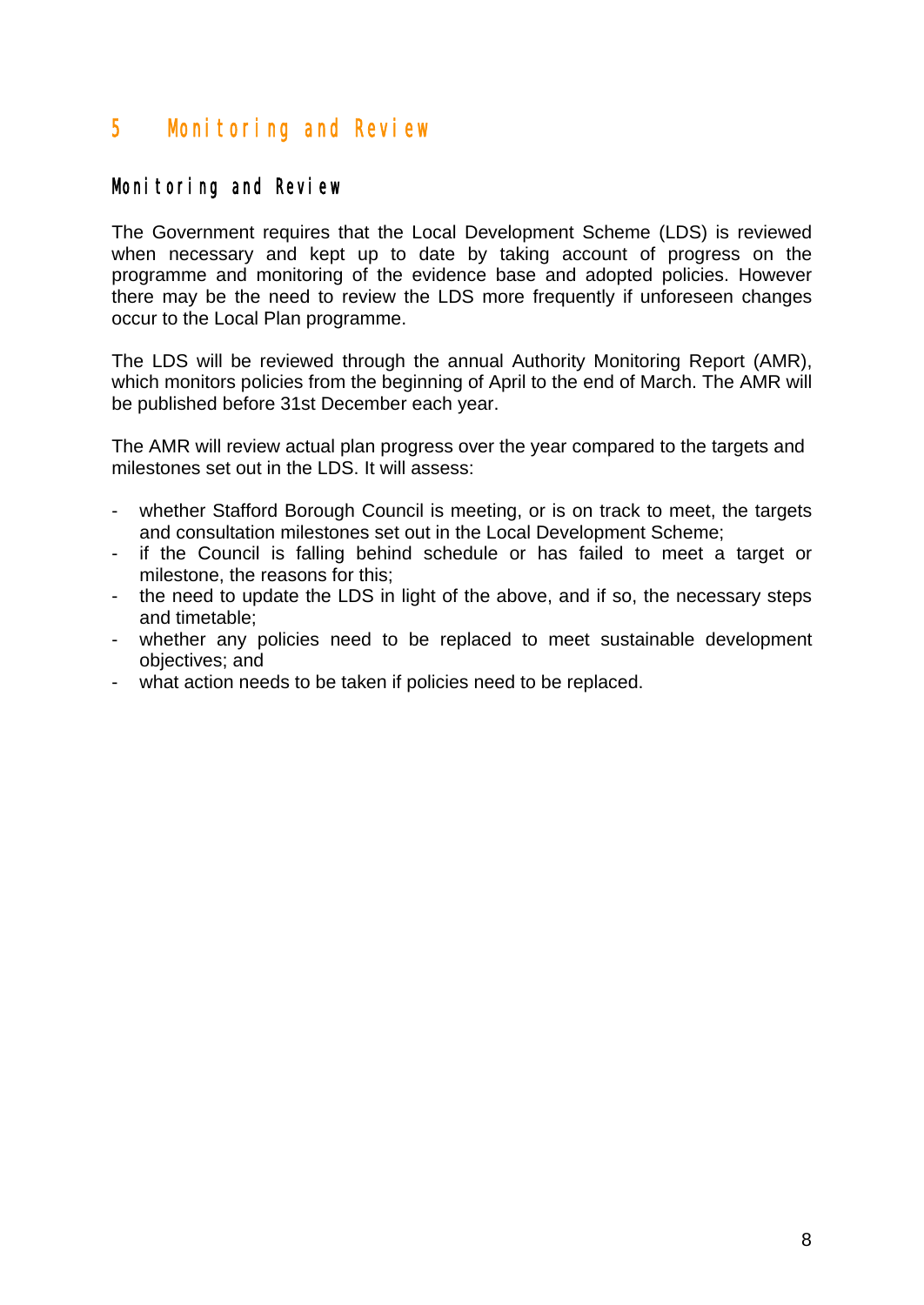# 5 Monitoring and Review

## Monitoring and Review

The Government requires that the Local Development Scheme (LDS) is reviewed when necessary and kept up to date by taking account of progress on the programme and monitoring of the evidence base and adopted policies. However there may be the need to review the LDS more frequently if unforeseen changes occur to the Local Plan programme.

The LDS will be reviewed through the annual Authority Monitoring Report (AMR), which monitors policies from the beginning of April to the end of March. The AMR will be published before 31st December each year.

The AMR will review actual plan progress over the year compared to the targets and milestones set out in the LDS. It will assess:

- whether Stafford Borough Council is meeting, or is on track to meet, the targets and consultation milestones set out in the Local Development Scheme;
- if the Council is falling behind schedule or has failed to meet a target or milestone, the reasons for this;
- the need to update the LDS in light of the above, and if so, the necessary steps and timetable;
- whether any policies need to be replaced to meet sustainable development objectives; and
- what action needs to be taken if policies need to be replaced.